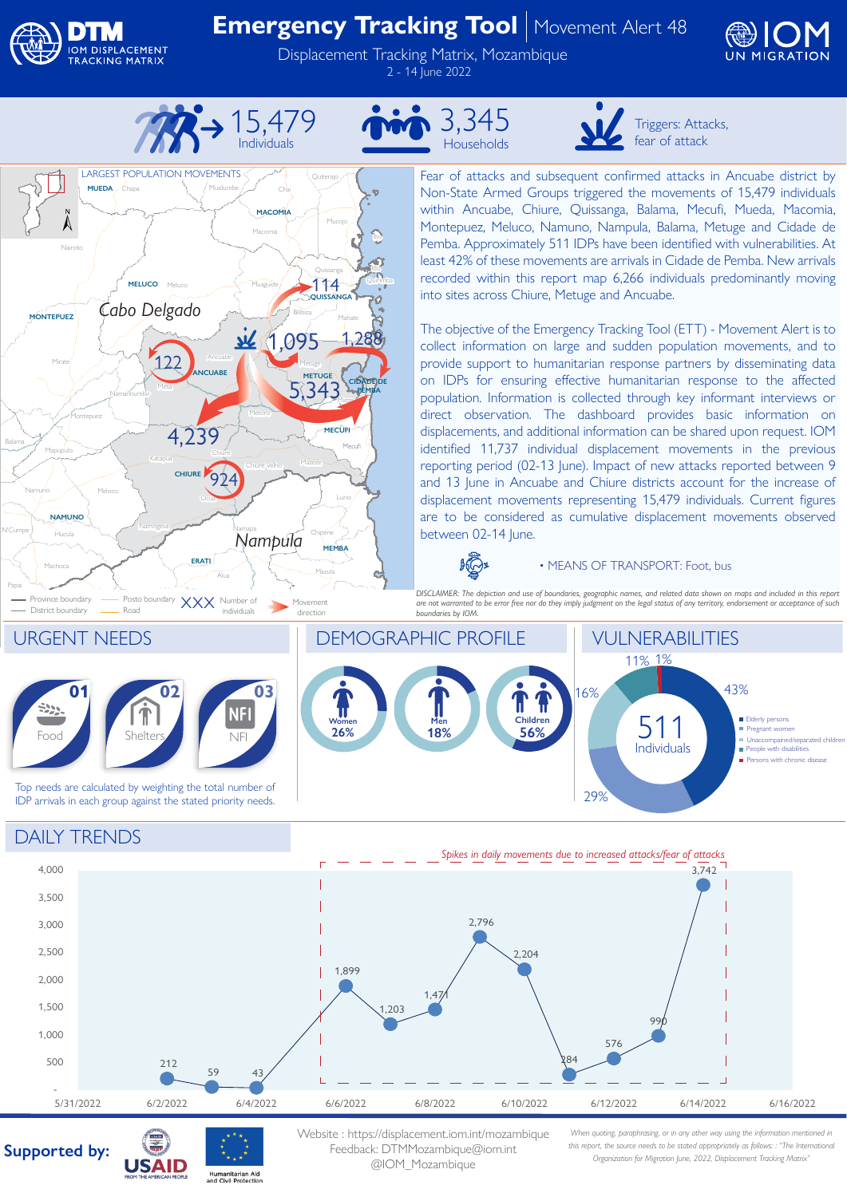# Emergency Tracking Tool | Movement Alert 48

Displacement Tracking Matrix, Mozambique

2 - 14 June 2022

**15,479** Individuals

**3,345** Households

Triggers: Attacks, fear of attack

LARGEST POPULATION MOVEMENTS

Cabo Delgado

114
1,095
1,288
122
5,343
4,239
924

Nampula

Province boundary — District boundary — Posto boundary — Road — XXX Number of individuals — Movement direction

Fear of attacks and subsequent confirmed attacks in Ancuabe district by Non-State Armed Groups triggered the movements of 15,479 individuals within Ancuabe, Chiure, Quissanga, Balama, Mecufi, Mueda, Macomia, Montepuez, Meluco, Namuno, Nampula, Balama, Metuge and Cidade de Pemba. Approximately 511 IDPs have been identified with vulnerabilities. At least 42% of these movements are arrivals in Cidade de Pemba. New arrivals recorded within this report map 6,266 individuals predominantly moving into sites across Chiure, Metuge and Ancuabe.

The objective of the Emergency Tracking Tool (ETT) - Movement Alert is to collect information on large and sudden population movements, and to provide support to humanitarian response partners by disseminating data on IDPs for ensuring effective humanitarian response to the affected population. Information is collected through key informant interviews or direct observation. The dashboard provides basic information on displacements, and additional information can be shared upon request. IOM identified 11,737 individual displacement movements in the previous reporting period (02-13 June). Impact of new attacks reported between 9 and 13 June in Ancuabe and Chiure districts account for the increase of displacement movements representing 15,479 individuals. Current figures are to be considered as cumulative displacement movements observed between 02-14 June.

• MEANS OF TRANSPORT: Foot, bus

*DISCLAIMER: The depiction and use of boundaries, geographic names, and related data shown on maps and included in this report are not warranted to be error free nor do they imply judgment on the legal status of any territory, endorsement or acceptance of such boundaries by IOM.*

## URGENT NEEDS

01 Food

02 Shelters

03 NFI

Top needs are calculated by weighting the total number of IDP arrivals in each group against the stated priority needs.

## DEMOGRAPHIC PROFILE

Women 26%

Men 18%

Children 56%

## VULNERABILITIES

511 Individuals

43%
29%
16%
11%
1%

- Elderly persons
- Pregnant women
- Unaccompanied/separated children
- People with disabilities
- Persons with chronic disease

## DAILY TRENDS

*Spikes in daily movements due to increased attacks/fear of attacks*

4,000
3,500
3,000
2,500
2,000
1,500
1,000
500
-

5/31/2022
6/2/2022
6/4/2022
6/6/2022
6/8/2022
6/10/2022
6/12/2022
6/14/2022
6/16/2022

212
59
43
1,899
1,203
1,471
2,796
2,204
284
576
990
3,742

Supported by: USAID, Humanitarian Aid and Civil Protection

Website : https://displacement.iom.int/mozambique
Feedback: DTMMozambique@iom.int
@IOM_Mozambique

*When quoting, paraphrasing, or in any other way using the information mentioned in this report, the source needs to be stated appropriately as follows: : "The International Organization for Migration June, 2022, Displacement Tracking Matrix"*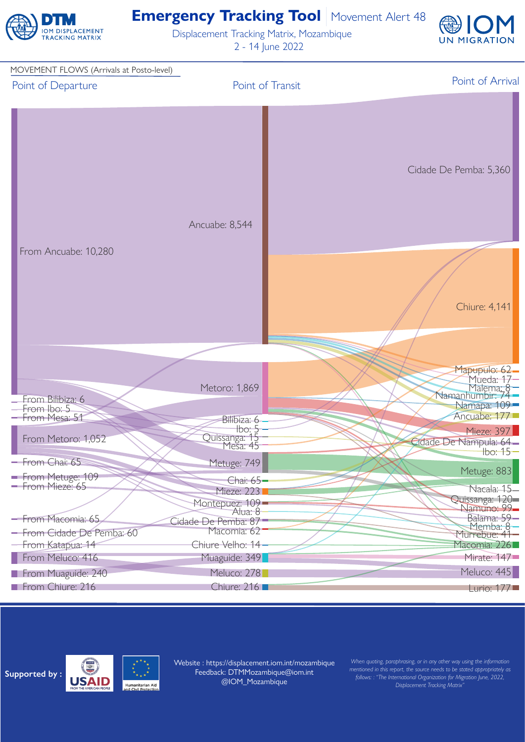# Emergency Tracking Tool | Movement Alert 48

Displacement Tracking Matrix, Mozambique

2 - 14 June 2022

MOVEMENT FLOWS (Arrivals at Posto-level)

Point of Departure

Point of Transit

Point of Arrival

From Ancuabe: 10,280
From Bilibiza: 6
From Ibo: 5
From Mesa: 51
From Metoro: 1,052
From Chai: 65
From Metuge: 109
From Mieze: 65
From Macomia: 65
From Cidade De Pemba: 60
From Katapua: 14
From Meluco: 416
From Muaguide: 240
From Chiure: 216

Ancuabe: 8,544
Metoro: 1,869
Bilibiza: 6
Ibo: 5
Quissanga: 15
Mesa: 45
Metuge: 749
Chai: 65
Mieze: 223
Montepuez: 109
Alua: 8
Cidade De Pemba: 87
Macomia: 62
Chiure Velho: 14
Muaguide: 349
Meluco: 278
Chiure: 216

Cidade De Pemba: 5,360
Chiure: 4,141
Mapupulo: 62
Mueda: 17
Malema: 8
Namanhumbir: 74
Namapa: 109
Ancuabe: 177
Mieze: 397
Cidade De Nampula: 64
Ibo: 15
Metuge: 883
Nacala: 15
Quissanga: 120
Namuno: 99
Balama: 59
Memba: 8
Murrebue: 41
Macomia: 226
Mirate: 147
Meluco: 445
Lurio: 177

**Supported by :**

Website : https://displacement.iom.int/mozambique
Feedback: DTMMozambique@iom.int
@IOM_Mozambique

*When quoting, paraphrasing, or in any other way using the information mentioned in this report, the source needs to be stated appropriately as follows: : "The International Organization for Migration June, 2022, Displacement Tracking Matrix"*